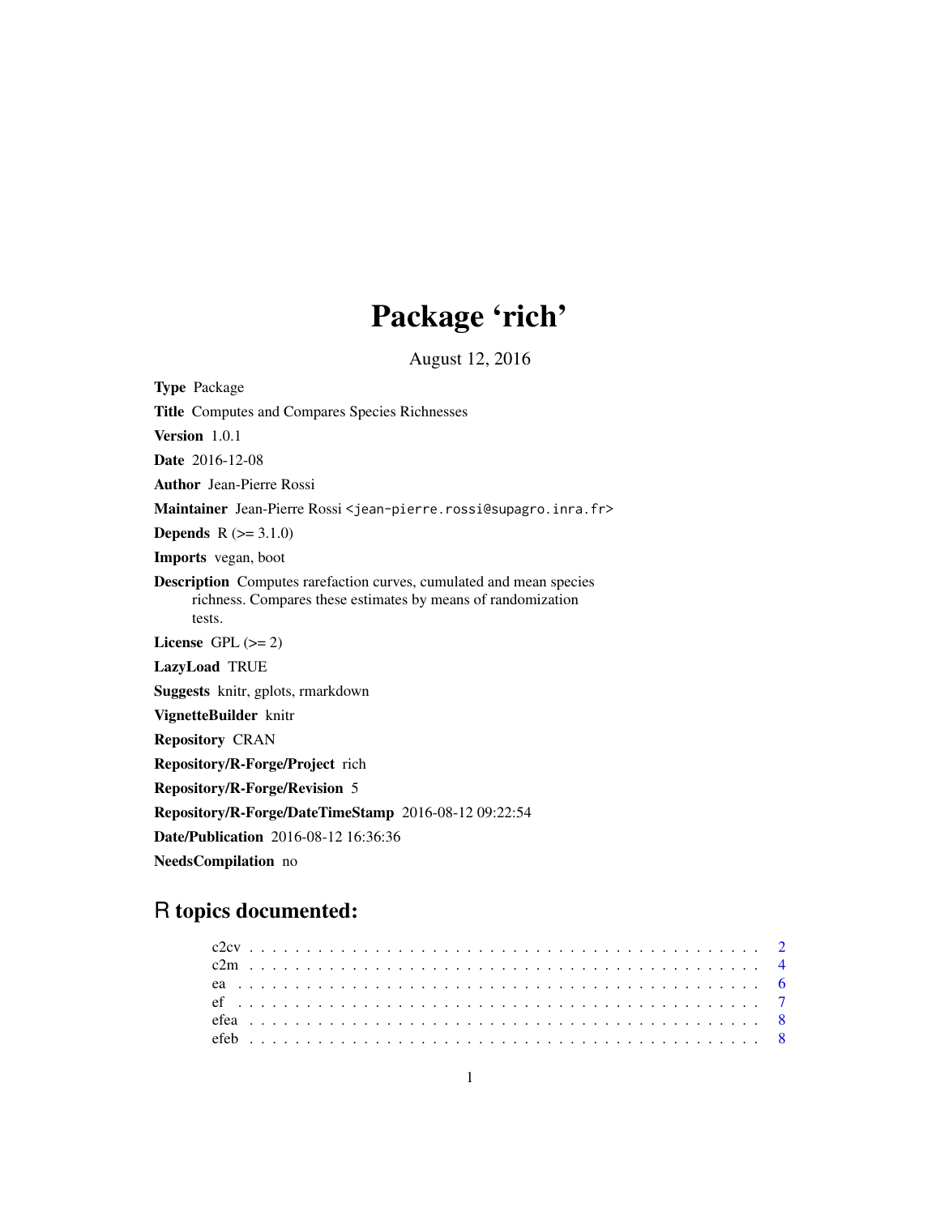# Package 'rich'

August 12, 2016

**Type** Package

**Title** Computes and Compares Species Richnesses

**Version** 1.0.1

**Date** 2016-12-08

**Author** Jean-Pierre Rossi

**Maintainer** Jean-Pierre Rossi <jean-pierre.rossi@supagro.inra.fr>

**Depends** R (>= 3.1.0)

**Imports** vegan, boot

**Description** Computes rarefaction curves, cumulated and mean species richness. Compares these estimates by means of randomization tests.

**License** GPL (>= 2)

**LazyLoad** TRUE

**Suggests** knitr, gplots, rmarkdown

**VignetteBuilder** knitr

**Repository** CRAN

**Repository/R-Forge/Project** rich

**Repository/R-Forge/Revision** 5

**Repository/R-Forge/DateTimeStamp** 2016-08-12 09:22:54

**Date/Publication** 2016-08-12 16:36:36

**NeedsCompilation** no

## R topics documented:

- c2cv . . . . . . . . . . . . . . . . . . . . . . . . . . . . . . . . . . . . . . . . . . . 2
- c2m . . . . . . . . . . . . . . . . . . . . . . . . . . . . . . . . . . . . . . . . . . . 4
- ea . . . . . . . . . . . . . . . . . . . . . . . . . . . . . . . . . . . . . . . . . . . . 6
- ef . . . . . . . . . . . . . . . . . . . . . . . . . . . . . . . . . . . . . . . . . . . . 7
- efea . . . . . . . . . . . . . . . . . . . . . . . . . . . . . . . . . . . . . . . . . . . 8
- efeb . . . . . . . . . . . . . . . . . . . . . . . . . . . . . . . . . . . . . . . . . . . 8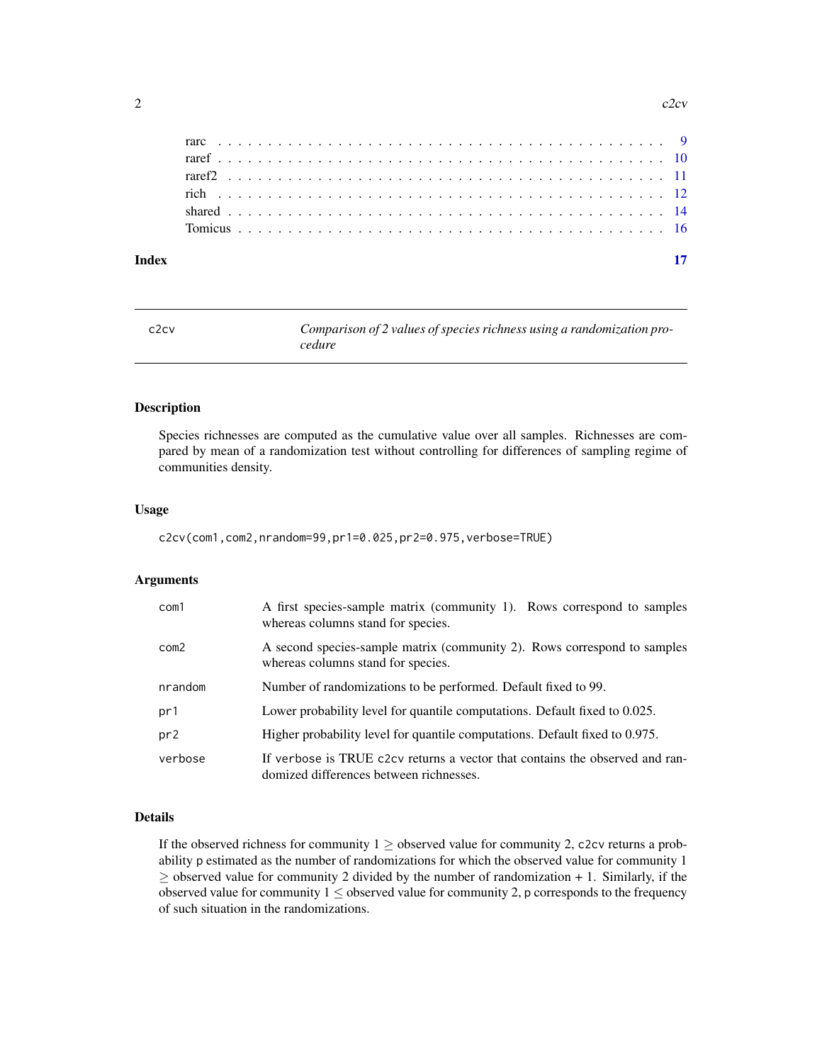| | |
|---|---|
| rarc | 9 |
| raref | 10 |
| raref2 | 11 |
| rich | 12 |
| shared | 14 |
| Tomicus | 16 |

**Index** 17

---

c2cv *Comparison of 2 values of species richness using a randomization procedure*

---

## Description

Species richnesses are computed as the cumulative value over all samples. Richnesses are compared by mean of a randomization test without controlling for differences of sampling regime of communities density.

## Usage

```
c2cv(com1,com2,nrandom=99,pr1=0.025,pr2=0.975,verbose=TRUE)
```

## Arguments

| | |
|---|---|
| com1 | A first species-sample matrix (community 1). Rows correspond to samples whereas columns stand for species. |
| com2 | A second species-sample matrix (community 2). Rows correspond to samples whereas columns stand for species. |
| nrandom | Number of randomizations to be performed. Default fixed to 99. |
| pr1 | Lower probability level for quantile computations. Default fixed to 0.025. |
| pr2 | Higher probability level for quantile computations. Default fixed to 0.975. |
| verbose | If verbose is TRUE c2cv returns a vector that contains the observed and randomized differences between richnesses. |

## Details

If the observed richness for community 1 $\geq$ observed value for community 2, c2cv returns a probability p estimated as the number of randomizations for which the observed value for community 1 $\geq$ observed value for community 2 divided by the number of randomization + 1. Similarly, if the observed value for community 1 $\leq$ observed value for community 2, p corresponds to the frequency of such situation in the randomizations.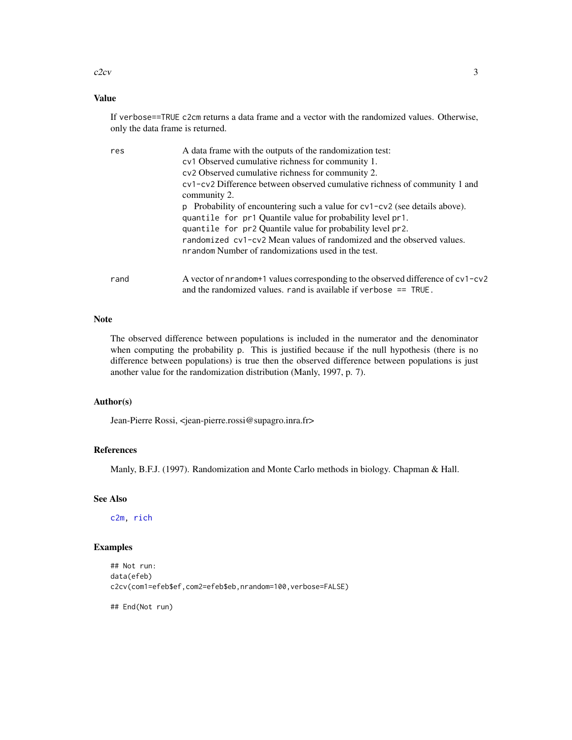## Value

If `verbose==TRUE` `c2cm` returns a data frame and a vector with the randomized values. Otherwise, only the data frame is returned.

`res` — A data frame with the outputs of the randomization test:
- `cv1` Observed cumulative richness for community 1.
- `cv2` Observed cumulative richness for community 2.
- `cv1-cv2` Difference between observed cumulative richness of community 1 and community 2.
- `p` Probability of encountering such a value for `cv1-cv2` (see details above).
- `quantile for pr1` Quantile value for probability level `pr1`.
- `quantile for pr2` Quantile value for probability level `pr2`.
- `randomized cv1-cv2` Mean values of randomized and the observed values.
- `nrandom` Number of randomizations used in the test.

`rand` — A vector of `nrandom+1` values corresponding to the observed difference of `cv1-cv2` and the randomized values. `rand` is available if `verbose == TRUE`.

## Note

The observed difference between populations is included in the numerator and the denominator when computing the probability `p`. This is justified because if the null hypothesis (there is no difference between populations) is true then the observed difference between populations is just another value for the randomization distribution (Manly, 1997, p. 7).

## Author(s)

Jean-Pierre Rossi, <jean-pierre.rossi@supagro.inra.fr>

## References

Manly, B.F.J. (1997). Randomization and Monte Carlo methods in biology. Chapman & Hall.

## See Also

`c2m`, `rich`

## Examples

```
## Not run:
data(efeb)
c2cv(com1=efeb$ef,com2=efeb$eb,nrandom=100,verbose=FALSE)

## End(Not run)
```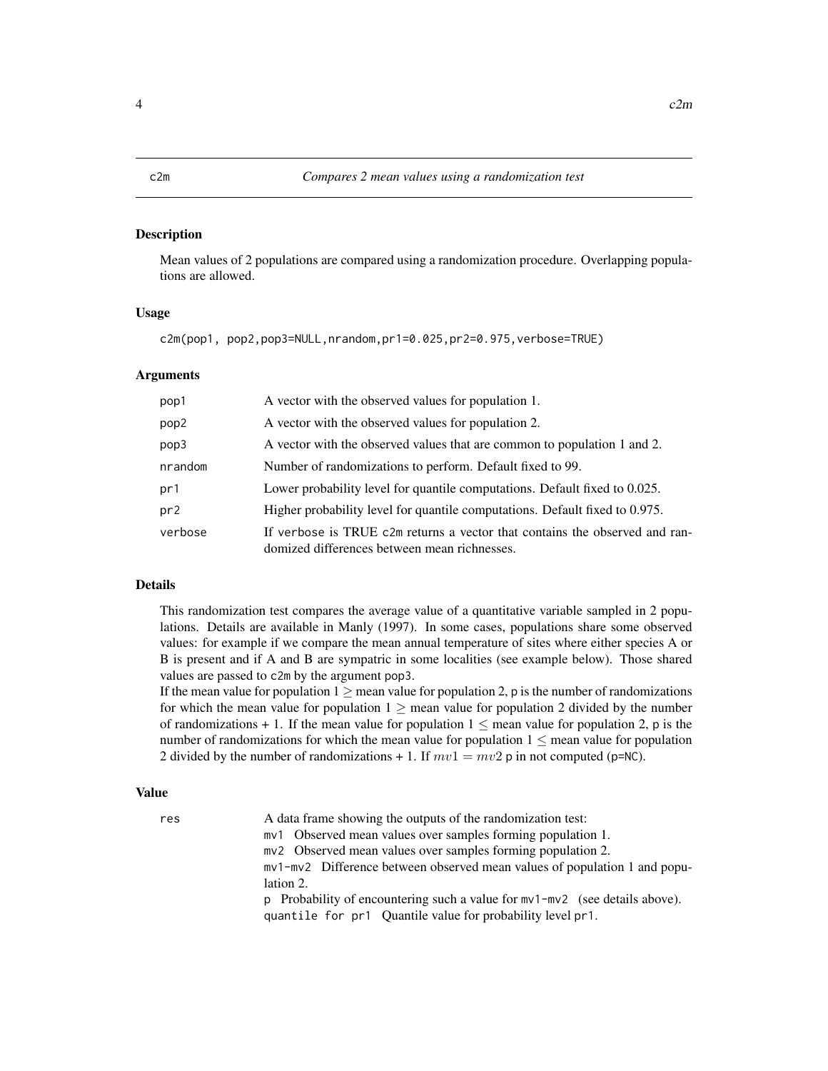# c2m *Compares 2 mean values using a randomization test*

## Description

Mean values of 2 populations are compared using a randomization procedure. Overlapping populations are allowed.

## Usage

```
c2m(pop1, pop2,pop3=NULL,nrandom,pr1=0.025,pr2=0.975,verbose=TRUE)
```

## Arguments

| | |
|---|---|
| pop1 | A vector with the observed values for population 1. |
| pop2 | A vector with the observed values for population 2. |
| pop3 | A vector with the observed values that are common to population 1 and 2. |
| nrandom | Number of randomizations to perform. Default fixed to 99. |
| pr1 | Lower probability level for quantile computations. Default fixed to 0.025. |
| pr2 | Higher probability level for quantile computations. Default fixed to 0.975. |
| verbose | If verbose is TRUE c2m returns a vector that contains the observed and randomized differences between mean richnesses. |

## Details

This randomization test compares the average value of a quantitative variable sampled in 2 populations. Details are available in Manly (1997). In some cases, populations share some observed values: for example if we compare the mean annual temperature of sites where either species A or B is present and if A and B are sympatric in some localities (see example below). Those shared values are passed to c2m by the argument pop3.

If the mean value for population $1 \geq$ mean value for population 2, p is the number of randomizations for which the mean value for population $1 \geq$ mean value for population 2 divided by the number of randomizations + 1. If the mean value for population $1 \leq$ mean value for population 2, p is the number of randomizations for which the mean value for population $1 \leq$ mean value for population 2 divided by the number of randomizations + 1. If $mv1 = mv2$ p in not computed (p=NC).

## Value

res A data frame showing the outputs of the randomization test:

- mv1 Observed mean values over samples forming population 1.
- mv2 Observed mean values over samples forming population 2.
- mv1-mv2 Difference between observed mean values of population 1 and population 2.
- p Probability of encountering such a value for mv1-mv2 (see details above).
- quantile for pr1 Quantile value for probability level pr1.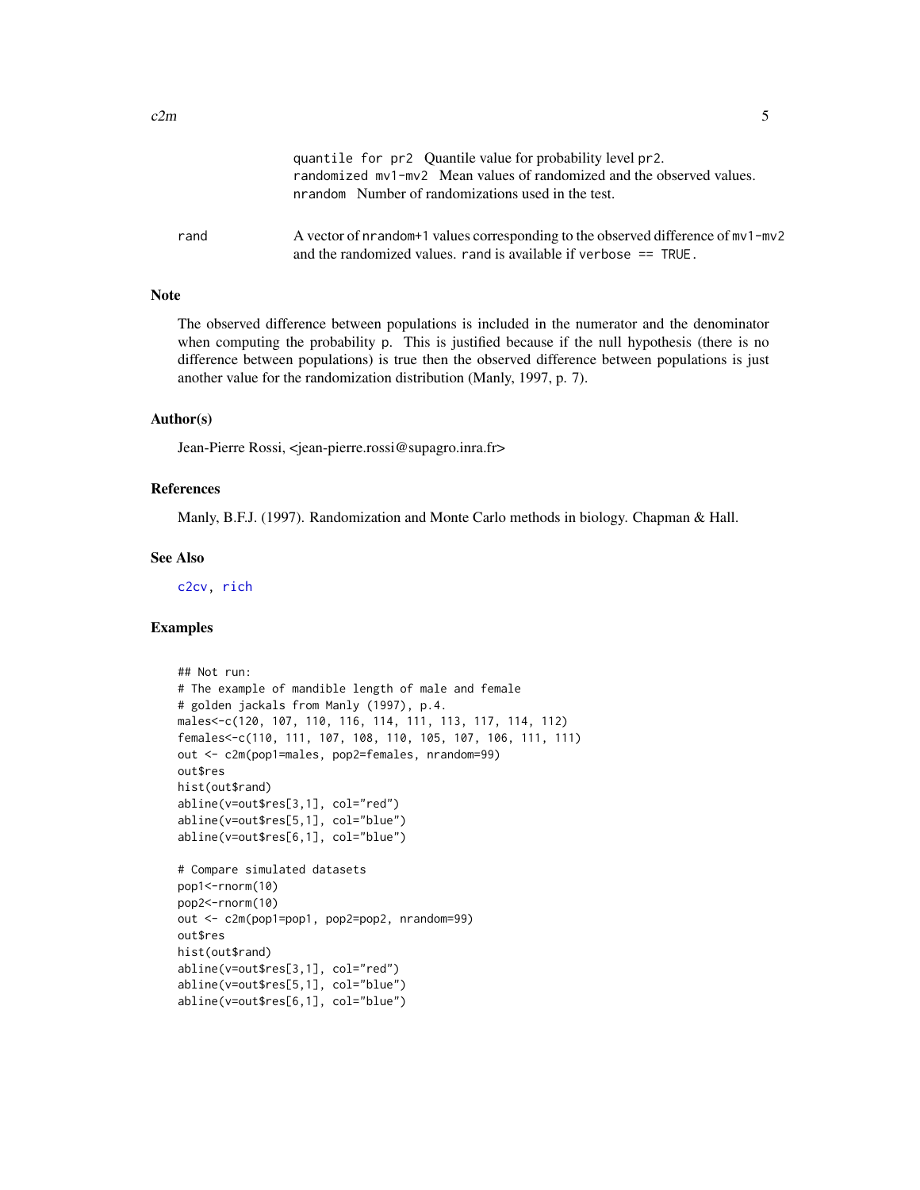quantile for pr2  Quantile value for probability level pr2.
randomized mv1-mv2  Mean values of randomized and the observed values.
nrandom  Number of randomizations used in the test.

rand  A vector of nrandom+1 values corresponding to the observed difference of mv1-mv2 and the randomized values. rand is available if verbose == TRUE.

## Note

The observed difference between populations is included in the numerator and the denominator when computing the probability p. This is justified because if the null hypothesis (there is no difference between populations) is true then the observed difference between populations is just another value for the randomization distribution (Manly, 1997, p. 7).

## Author(s)

Jean-Pierre Rossi, <jean-pierre.rossi@supagro.inra.fr>

## References

Manly, B.F.J. (1997). Randomization and Monte Carlo methods in biology. Chapman & Hall.

## See Also

c2cv, rich

## Examples

```
## Not run:
# The example of mandible length of male and female
# golden jackals from Manly (1997), p.4.
males<-c(120, 107, 110, 116, 114, 111, 113, 117, 114, 112)
females<-c(110, 111, 107, 108, 110, 105, 107, 106, 111, 111)
out <- c2m(pop1=males, pop2=females, nrandom=99)
out$res
hist(out$rand)
abline(v=out$res[3,1], col="red")
abline(v=out$res[5,1], col="blue")
abline(v=out$res[6,1], col="blue")

# Compare simulated datasets
pop1<-rnorm(10)
pop2<-rnorm(10)
out <- c2m(pop1=pop1, pop2=pop2, nrandom=99)
out$res
hist(out$rand)
abline(v=out$res[3,1], col="red")
abline(v=out$res[5,1], col="blue")
abline(v=out$res[6,1], col="blue")
```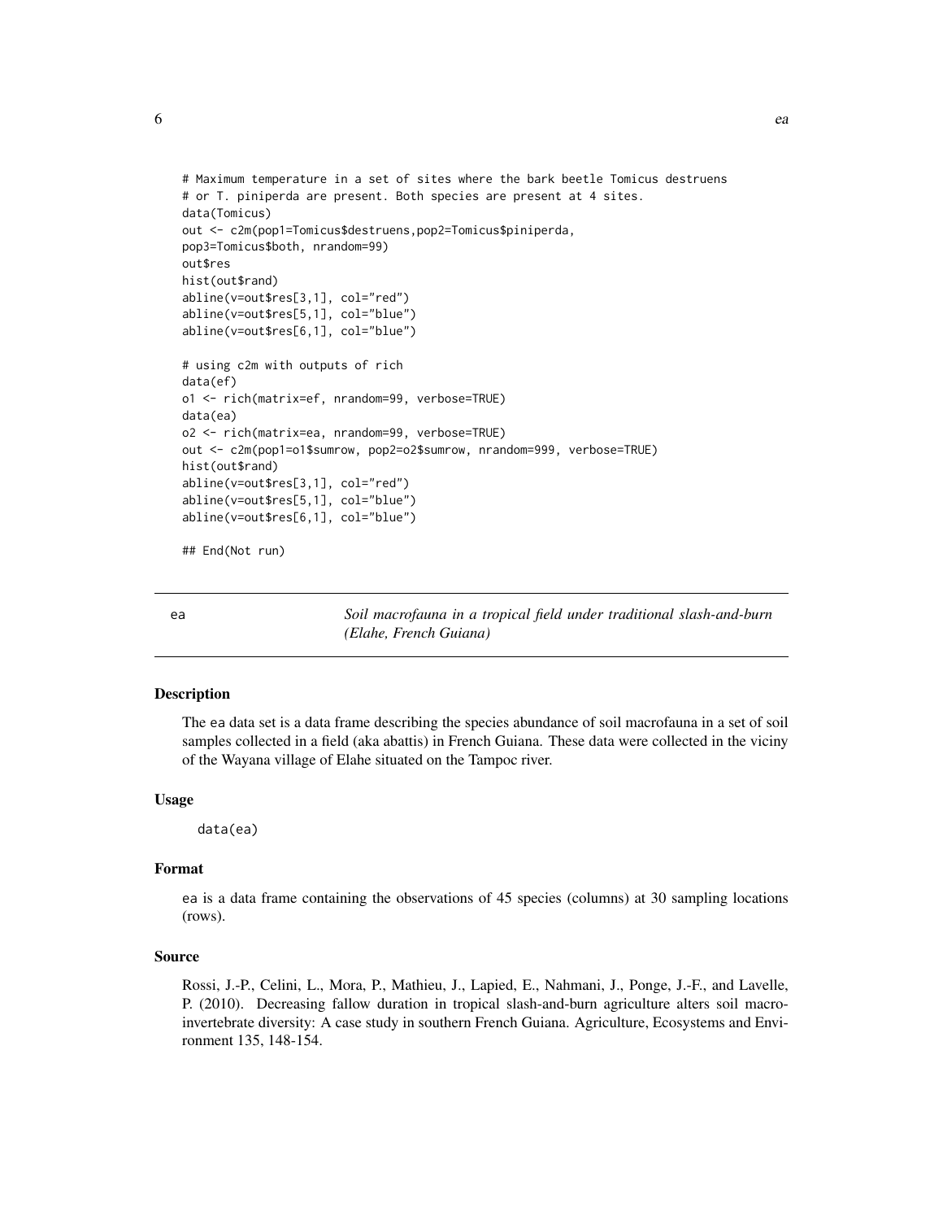```
# Maximum temperature in a set of sites where the bark beetle Tomicus destruens
# or T. piniperda are present. Both species are present at 4 sites.
data(Tomicus)
out <- c2m(pop1=Tomicus$destruens,pop2=Tomicus$piniperda,
pop3=Tomicus$both, nrandom=99)
out$res
hist(out$rand)
abline(v=out$res[3,1], col="red")
abline(v=out$res[5,1], col="blue")
abline(v=out$res[6,1], col="blue")

# using c2m with outputs of rich
data(ef)
o1 <- rich(matrix=ef, nrandom=99, verbose=TRUE)
data(ea)
o2 <- rich(matrix=ea, nrandom=99, verbose=TRUE)
out <- c2m(pop1=o1$sumrow, pop2=o2$sumrow, nrandom=999, verbose=TRUE)
hist(out$rand)
abline(v=out$res[3,1], col="red")
abline(v=out$res[5,1], col="blue")
abline(v=out$res[6,1], col="blue")

## End(Not run)
```

---

## ea — *Soil macrofauna in a tropical field under traditional slash-and-burn (Elahe, French Guiana)*

---

### Description

The ea data set is a data frame describing the species abundance of soil macrofauna in a set of soil samples collected in a field (aka abattis) in French Guiana. These data were collected in the viciny of the Wayana village of Elahe situated on the Tampoc river.

### Usage

```
data(ea)
```

### Format

ea is a data frame containing the observations of 45 species (columns) at 30 sampling locations (rows).

### Source

Rossi, J.-P., Celini, L., Mora, P., Mathieu, J., Lapied, E., Nahmani, J., Ponge, J.-F., and Lavelle, P. (2010). Decreasing fallow duration in tropical slash-and-burn agriculture alters soil macroinvertebrate diversity: A case study in southern French Guiana. Agriculture, Ecosystems and Environment 135, 148-154.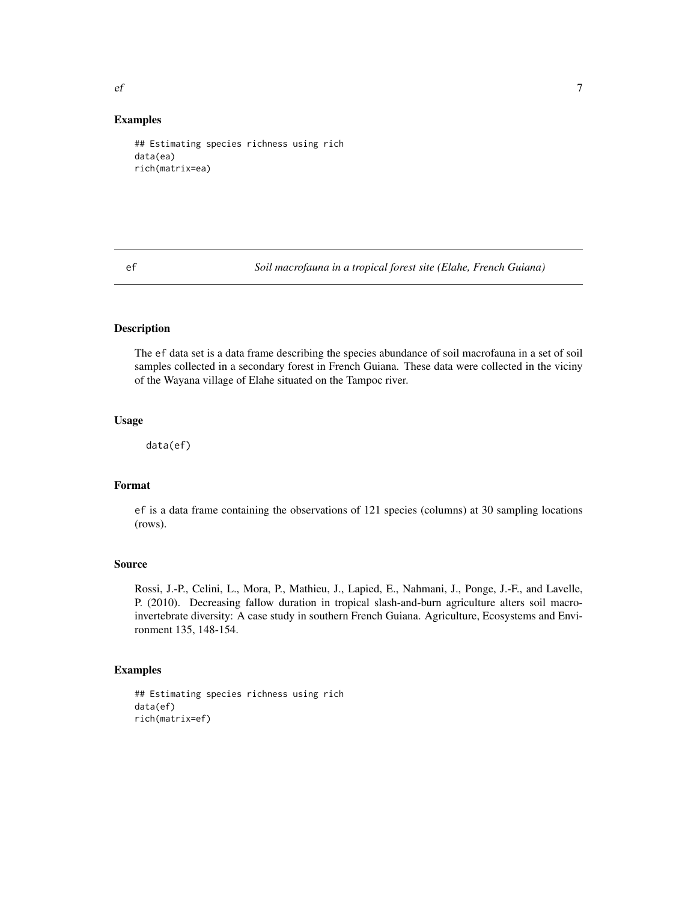### Examples

```
## Estimating species richness using rich
data(ea)
rich(matrix=ea)
```

---

## ef *Soil macrofauna in a tropical forest site (Elahe, French Guiana)*

---

### Description

The ef data set is a data frame describing the species abundance of soil macrofauna in a set of soil samples collected in a secondary forest in French Guiana. These data were collected in the viciny of the Wayana village of Elahe situated on the Tampoc river.

### Usage

```
data(ef)
```

### Format

ef is a data frame containing the observations of 121 species (columns) at 30 sampling locations (rows).

### Source

Rossi, J.-P., Celini, L., Mora, P., Mathieu, J., Lapied, E., Nahmani, J., Ponge, J.-F., and Lavelle, P. (2010). Decreasing fallow duration in tropical slash-and-burn agriculture alters soil macroinvertebrate diversity: A case study in southern French Guiana. Agriculture, Ecosystems and Environment 135, 148-154.

### Examples

```
## Estimating species richness using rich
data(ef)
rich(matrix=ef)
```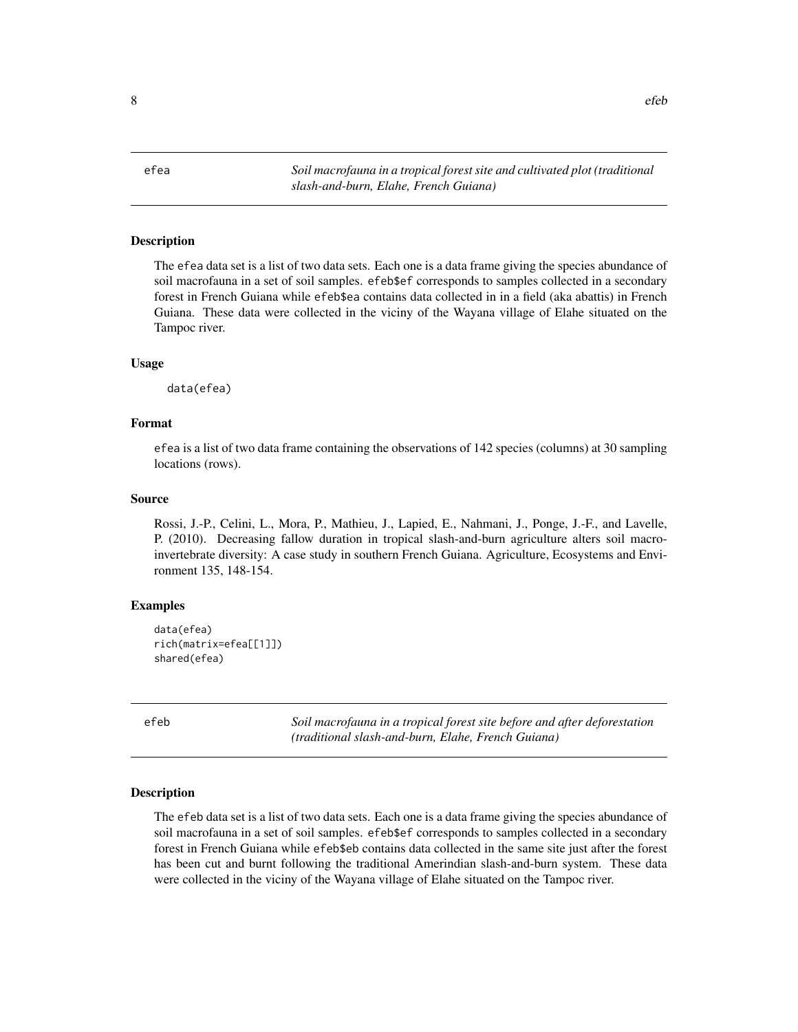## efea — *Soil macrofauna in a tropical forest site and cultivated plot (traditional slash-and-burn, Elahe, French Guiana)*

### Description

The efea data set is a list of two data sets. Each one is a data frame giving the species abundance of soil macrofauna in a set of soil samples. efeb$ef corresponds to samples collected in a secondary forest in French Guiana while efeb$ea contains data collected in in a field (aka abattis) in French Guiana. These data were collected in the viciny of the Wayana village of Elahe situated on the Tampoc river.

### Usage

```
data(efea)
```

### Format

efea is a list of two data frame containing the observations of 142 species (columns) at 30 sampling locations (rows).

### Source

Rossi, J.-P., Celini, L., Mora, P., Mathieu, J., Lapied, E., Nahmani, J., Ponge, J.-F., and Lavelle, P. (2010). Decreasing fallow duration in tropical slash-and-burn agriculture alters soil macroinvertebrate diversity: A case study in southern French Guiana. Agriculture, Ecosystems and Environment 135, 148-154.

### Examples

```
data(efea)
rich(matrix=efea[[1]])
shared(efea)
```

## efeb — *Soil macrofauna in a tropical forest site before and after deforestation (traditional slash-and-burn, Elahe, French Guiana)*

### Description

The efeb data set is a list of two data sets. Each one is a data frame giving the species abundance of soil macrofauna in a set of soil samples. efeb$ef corresponds to samples collected in a secondary forest in French Guiana while efeb$eb contains data collected in the same site just after the forest has been cut and burnt following the traditional Amerindian slash-and-burn system. These data were collected in the viciny of the Wayana village of Elahe situated on the Tampoc river.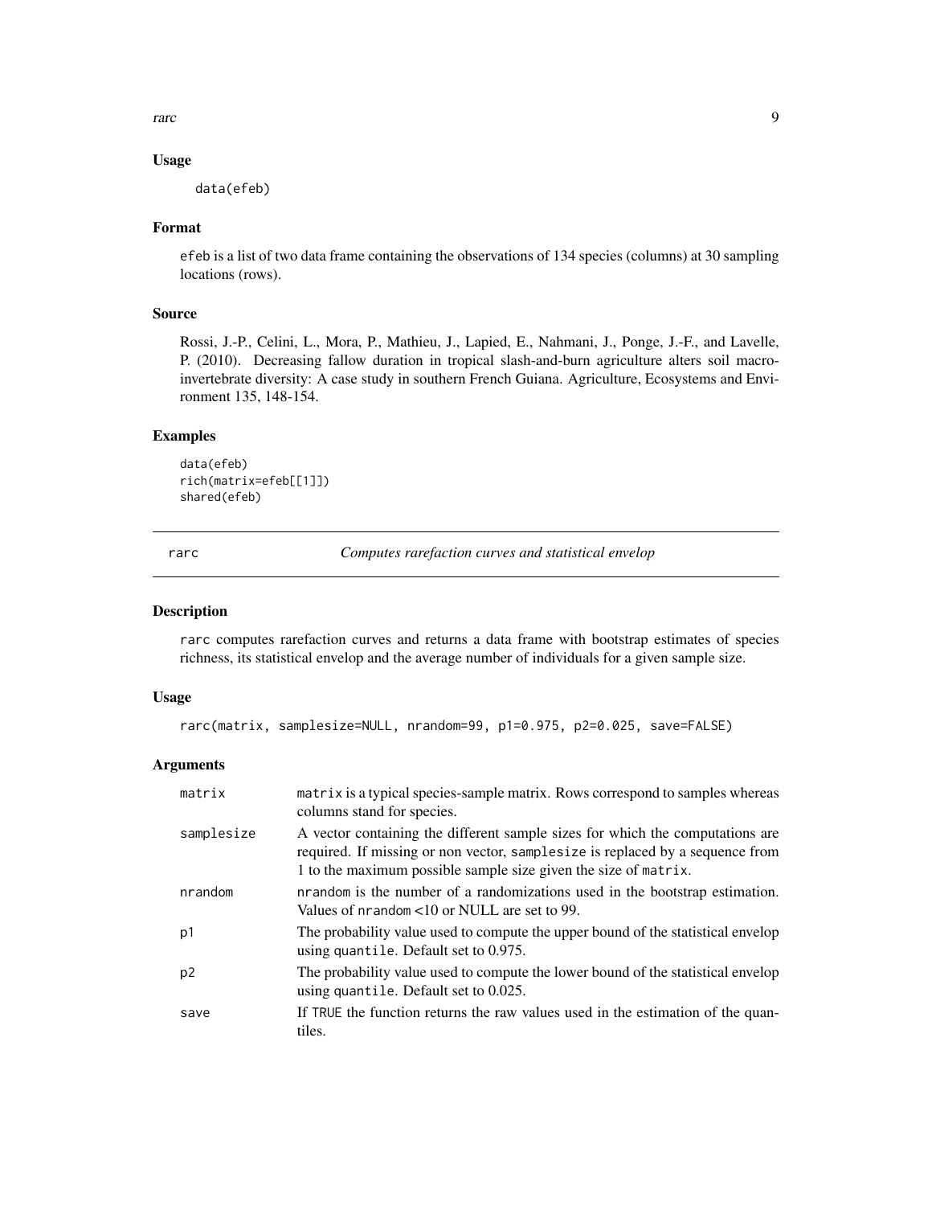### Usage

```
data(efeb)
```

### Format

efeb is a list of two data frame containing the observations of 134 species (columns) at 30 sampling locations (rows).

### Source

Rossi, J.-P., Celini, L., Mora, P., Mathieu, J., Lapied, E., Nahmani, J., Ponge, J.-F., and Lavelle, P. (2010). Decreasing fallow duration in tropical slash-and-burn agriculture alters soil macroinvertebrate diversity: A case study in southern French Guiana. Agriculture, Ecosystems and Environment 135, 148-154.

### Examples

```
data(efeb)
rich(matrix=efeb[[1]])
shared(efeb)
```

---

## rarc — *Computes rarefaction curves and statistical envelop*

### Description

rarc computes rarefaction curves and returns a data frame with bootstrap estimates of species richness, its statistical envelop and the average number of individuals for a given sample size.

### Usage

```
rarc(matrix, samplesize=NULL, nrandom=99, p1=0.975, p2=0.025, save=FALSE)
```

### Arguments

| | |
|---|---|
| matrix | matrix is a typical species-sample matrix. Rows correspond to samples whereas columns stand for species. |
| samplesize | A vector containing the different sample sizes for which the computations are required. If missing or non vector, samplesize is replaced by a sequence from 1 to the maximum possible sample size given the size of matrix. |
| nrandom | nrandom is the number of a randomizations used in the bootstrap estimation. Values of nrandom <10 or NULL are set to 99. |
| p1 | The probability value used to compute the upper bound of the statistical envelop using quantile. Default set to 0.975. |
| p2 | The probability value used to compute the lower bound of the statistical envelop using quantile. Default set to 0.025. |
| save | If TRUE the function returns the raw values used in the estimation of the quantiles. |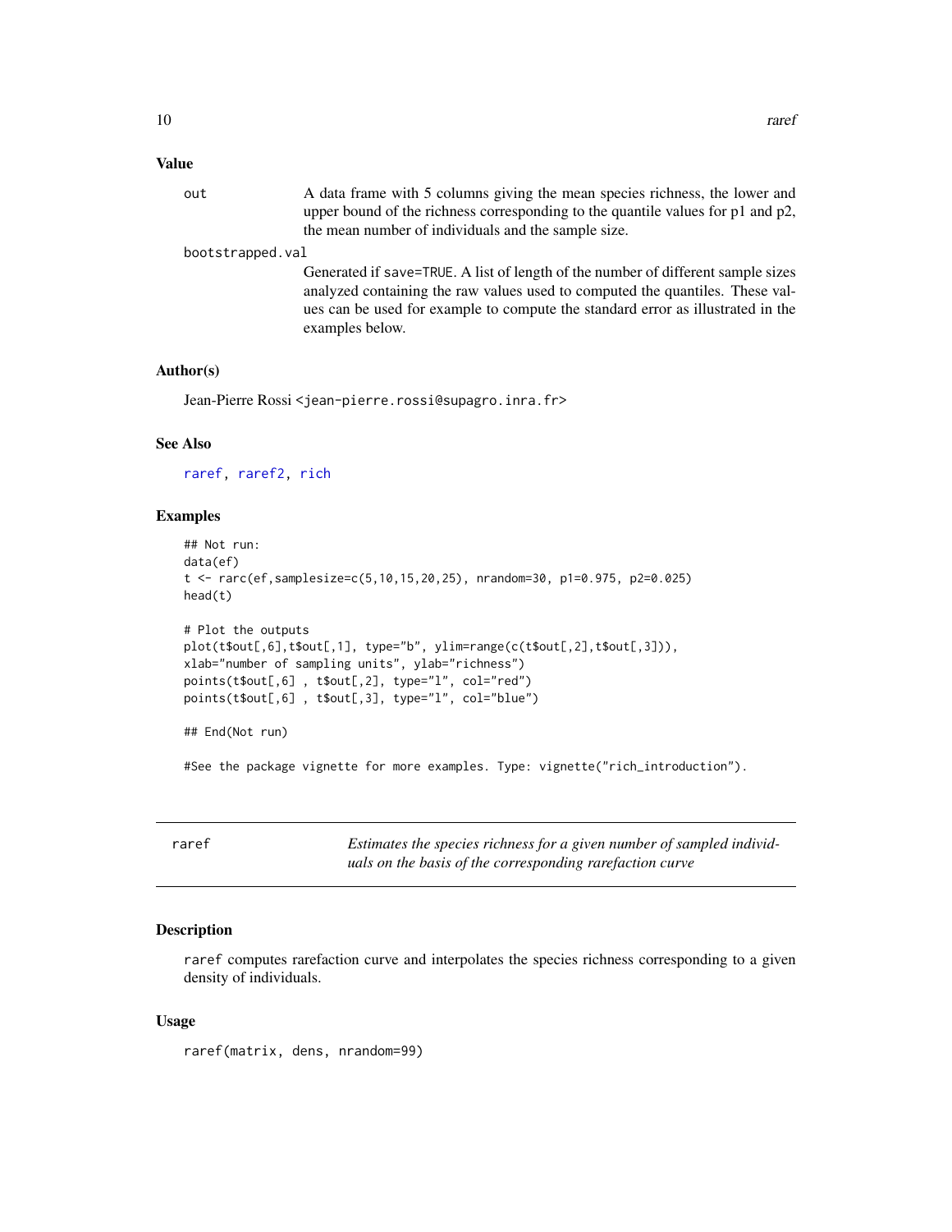### Value

**out** A data frame with 5 columns giving the mean species richness, the lower and upper bound of the richness corresponding to the quantile values for p1 and p2, the mean number of individuals and the sample size.

**bootstrapped.val** Generated if save=TRUE. A list of length of the number of different sample sizes analyzed containing the raw values used to computed the quantiles. These values can be used for example to compute the standard error as illustrated in the examples below.

### Author(s)

Jean-Pierre Rossi <jean-pierre.rossi@supagro.inra.fr>

### See Also

raref, raref2, rich

### Examples

```
## Not run:
data(ef)
t <- rarc(ef,samplesize=c(5,10,15,20,25), nrandom=30, p1=0.975, p2=0.025)
head(t)

# Plot the outputs
plot(t$out[,6],t$out[,1], type="b", ylim=range(c(t$out[,2],t$out[,3])),
xlab="number of sampling units", ylab="richness")
points(t$out[,6] , t$out[,2], type="l", col="red")
points(t$out[,6] , t$out[,3], type="l", col="blue")

## End(Not run)

#See the package vignette for more examples. Type: vignette("rich_introduction").
```

---

## raref — *Estimates the species richness for a given number of sampled individuals on the basis of the corresponding rarefaction curve*

### Description

raref computes rarefaction curve and interpolates the species richness corresponding to a given density of individuals.

### Usage

```
raref(matrix, dens, nrandom=99)
```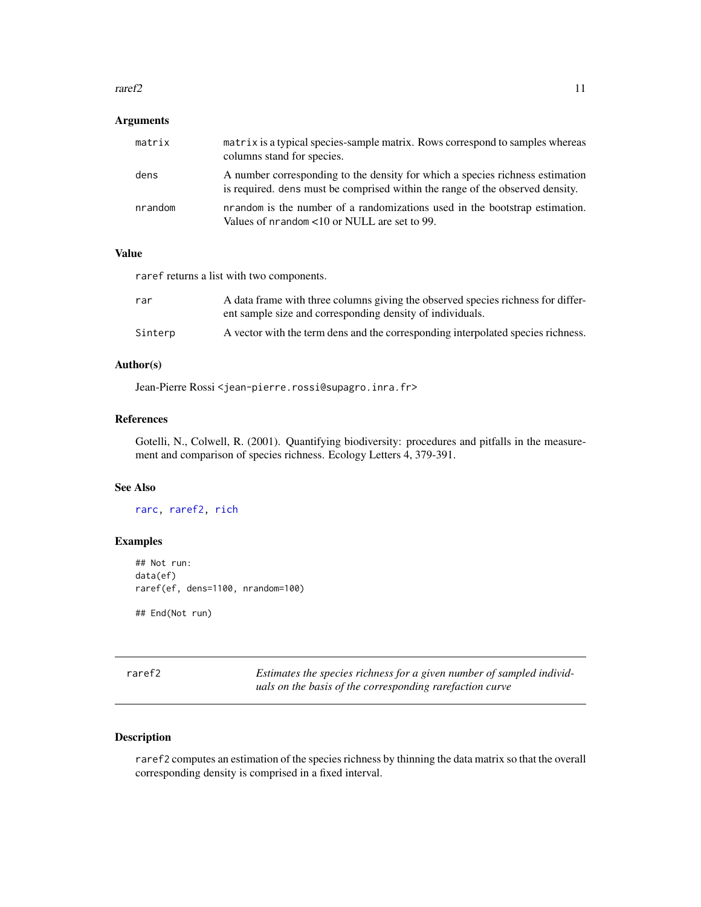### Arguments

| | |
|---|---|
| matrix | `matrix` is a typical species-sample matrix. Rows correspond to samples whereas columns stand for species. |
| dens | A number corresponding to the density for which a species richness estimation is required. `dens` must be comprised within the range of the observed density. |
| nrandom | `nrandom` is the number of a randomizations used in the bootstrap estimation. Values of `nrandom` <10 or NULL are set to 99. |

### Value

`raref` returns a list with two components.

| | |
|---|---|
| rar | A data frame with three columns giving the observed species richness for different sample size and corresponding density of individuals. |
| Sinterp | A vector with the term dens and the corresponding interpolated species richness. |

### Author(s)

Jean-Pierre Rossi <jean-pierre.rossi@supagro.inra.fr>

### References

Gotelli, N., Colwell, R. (2001). Quantifying biodiversity: procedures and pitfalls in the measurement and comparison of species richness. Ecology Letters 4, 379-391.

### See Also

rarc, raref2, rich

### Examples

```
## Not run:
data(ef)
raref(ef, dens=1100, nrandom=100)

## End(Not run)
```

---

## raref2 — *Estimates the species richness for a given number of sampled individuals on the basis of the corresponding rarefaction curve*

---

### Description

`raref2` computes an estimation of the species richness by thinning the data matrix so that the overall corresponding density is comprised in a fixed interval.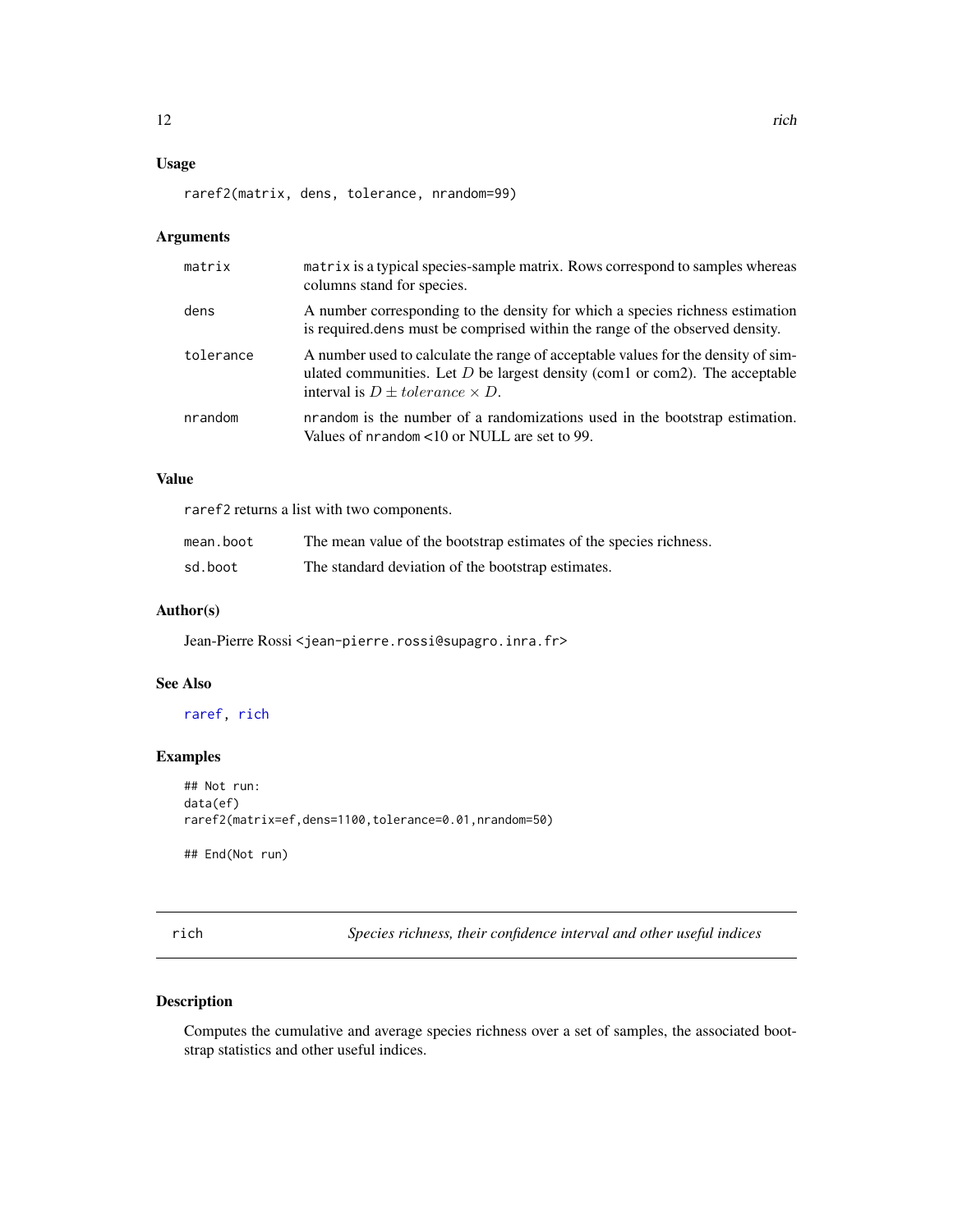## Usage

```
raref2(matrix, dens, tolerance, nrandom=99)
```

## Arguments

| | |
|---|---|
| matrix | matrix is a typical species-sample matrix. Rows correspond to samples whereas columns stand for species. |
| dens | A number corresponding to the density for which a species richness estimation is required.dens must be comprised within the range of the observed density. |
| tolerance | A number used to calculate the range of acceptable values for the density of simulated communities. Let $D$ be largest density (com1 or com2). The acceptable interval is $D \pm tolerance \times D$. |
| nrandom | nrandom is the number of a randomizations used in the bootstrap estimation. Values of nrandom <10 or NULL are set to 99. |

## Value

raref2 returns a list with two components.

| | |
|---|---|
| mean.boot | The mean value of the bootstrap estimates of the species richness. |
| sd.boot | The standard deviation of the bootstrap estimates. |

## Author(s)

Jean-Pierre Rossi <jean-pierre.rossi@supagro.inra.fr>

## See Also

raref, rich

## Examples

```
## Not run:
data(ef)
raref2(matrix=ef,dens=1100,tolerance=0.01,nrandom=50)

## End(Not run)
```

# rich — *Species richness, their confidence interval and other useful indices*

## Description

Computes the cumulative and average species richness over a set of samples, the associated bootstrap statistics and other useful indices.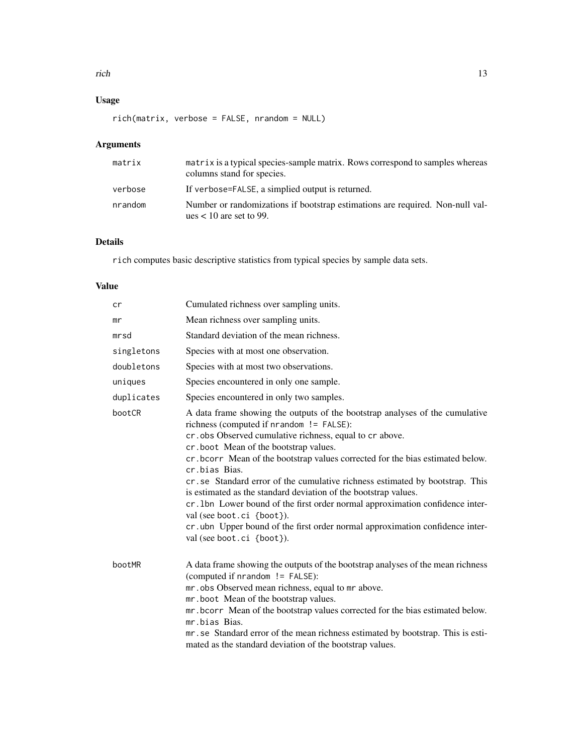### Usage

```
rich(matrix, verbose = FALSE, nrandom = NULL)
```

### Arguments

| | |
|---|---|
| matrix | matrix is a typical species-sample matrix. Rows correspond to samples whereas columns stand for species. |
| verbose | If verbose=FALSE, a simplied output is returned. |
| nrandom | Number or randomizations if bootstrap estimations are required. Non-null values < 10 are set to 99. |

### Details

rich computes basic descriptive statistics from typical species by sample data sets.

### Value

| | |
|---|---|
| cr | Cumulated richness over sampling units. |
| mr | Mean richness over sampling units. |
| mrsd | Standard deviation of the mean richness. |
| singletons | Species with at most one observation. |
| doubletons | Species with at most two observations. |
| uniques | Species encountered in only one sample. |
| duplicates | Species encountered in only two samples. |
| bootCR | A data frame showing the outputs of the bootstrap analyses of the cumulative richness (computed if nrandom != FALSE):<br>cr.obs Observed cumulative richness, equal to cr above.<br>cr.boot Mean of the bootstrap values.<br>cr.bcorr Mean of the bootstrap values corrected for the bias estimated below.<br>cr.bias Bias.<br>cr.se Standard error of the cumulative richness estimated by bootstrap. This is estimated as the standard deviation of the bootstrap values.<br>cr.lbn Lower bound of the first order normal approximation confidence interval (see boot.ci {boot}).<br>cr.ubn Upper bound of the first order normal approximation confidence interval (see boot.ci {boot}). |
| bootMR | A data frame showing the outputs of the bootstrap analyses of the mean richness (computed if nrandom != FALSE):<br>mr.obs Observed mean richness, equal to mr above.<br>mr.boot Mean of the bootstrap values.<br>mr.bcorr Mean of the bootstrap values corrected for the bias estimated below.<br>mr.bias Bias.<br>mr.se Standard error of the mean richness estimated by bootstrap. This is estimated as the standard deviation of the bootstrap values. |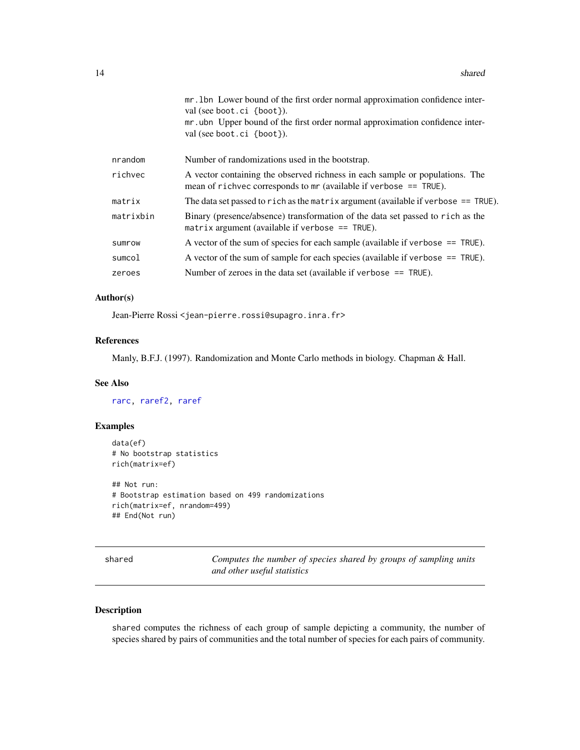mr.lbn Lower bound of the first order normal approximation confidence interval (see boot.ci {boot}).
mr.ubn Upper bound of the first order normal approximation confidence interval (see boot.ci {boot}).

| | |
|---|---|
| nrandom | Number of randomizations used in the bootstrap. |
| richvec | A vector containing the observed richness in each sample or populations. The mean of richvec corresponds to mr (available if verbose == TRUE). |
| matrix | The data set passed to rich as the matrix argument (available if verbose == TRUE). |
| matrixbin | Binary (presence/absence) transformation of the data set passed to rich as the matrix argument (available if verbose == TRUE). |
| sumrow | A vector of the sum of species for each sample (available if verbose == TRUE). |
| sumcol | A vector of the sum of sample for each species (available if verbose == TRUE). |
| zeroes | Number of zeroes in the data set (available if verbose == TRUE). |

### Author(s)

Jean-Pierre Rossi <jean-pierre.rossi@supagro.inra.fr>

### References

Manly, B.F.J. (1997). Randomization and Monte Carlo methods in biology. Chapman & Hall.

### See Also

rarc, raref2, raref

### Examples

```
data(ef)
# No bootstrap statistics
rich(matrix=ef)

## Not run:
# Bootstrap estimation based on 499 randomizations
rich(matrix=ef, nrandom=499)
## End(Not run)
```

---

## shared — *Computes the number of species shared by groups of sampling units and other useful statistics*

---

### Description

shared computes the richness of each group of sample depicting a community, the number of species shared by pairs of communities and the total number of species for each pairs of community.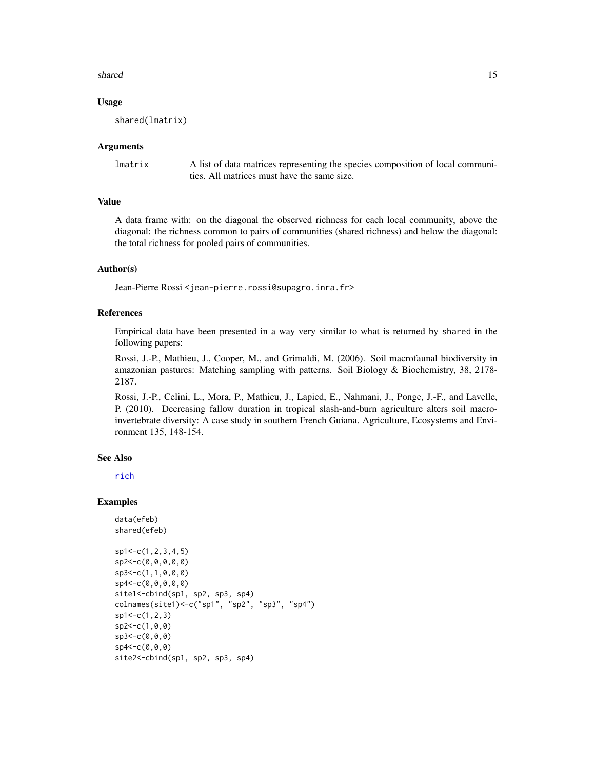### Usage

```
shared(lmatrix)
```

### Arguments

| | |
|---|---|
| lmatrix | A list of data matrices representing the species composition of local communities. All matrices must have the same size. |

### Value

A data frame with: on the diagonal the observed richness for each local community, above the diagonal: the richness common to pairs of communities (shared richness) and below the diagonal: the total richness for pooled pairs of communities.

### Author(s)

Jean-Pierre Rossi <jean-pierre.rossi@supagro.inra.fr>

### References

Empirical data have been presented in a way very similar to what is returned by shared in the following papers:

Rossi, J.-P., Mathieu, J., Cooper, M., and Grimaldi, M. (2006). Soil macrofaunal biodiversity in amazonian pastures: Matching sampling with patterns. Soil Biology & Biochemistry, 38, 2178-2187.

Rossi, J.-P., Celini, L., Mora, P., Mathieu, J., Lapied, E., Nahmani, J., Ponge, J.-F., and Lavelle, P. (2010). Decreasing fallow duration in tropical slash-and-burn agriculture alters soil macroinvertebrate diversity: A case study in southern French Guiana. Agriculture, Ecosystems and Environment 135, 148-154.

### See Also

rich

### Examples

```
data(efeb)
shared(efeb)

sp1<-c(1,2,3,4,5)
sp2<-c(0,0,0,0,0)
sp3<-c(1,1,0,0,0)
sp4<-c(0,0,0,0,0)
site1<-cbind(sp1, sp2, sp3, sp4)
colnames(site1)<-c("sp1", "sp2", "sp3", "sp4")
sp1<-c(1,2,3)
sp2<-c(1,0,0)
sp3<-c(0,0,0)
sp4<-c(0,0,0)
site2<-cbind(sp1, sp2, sp3, sp4)
```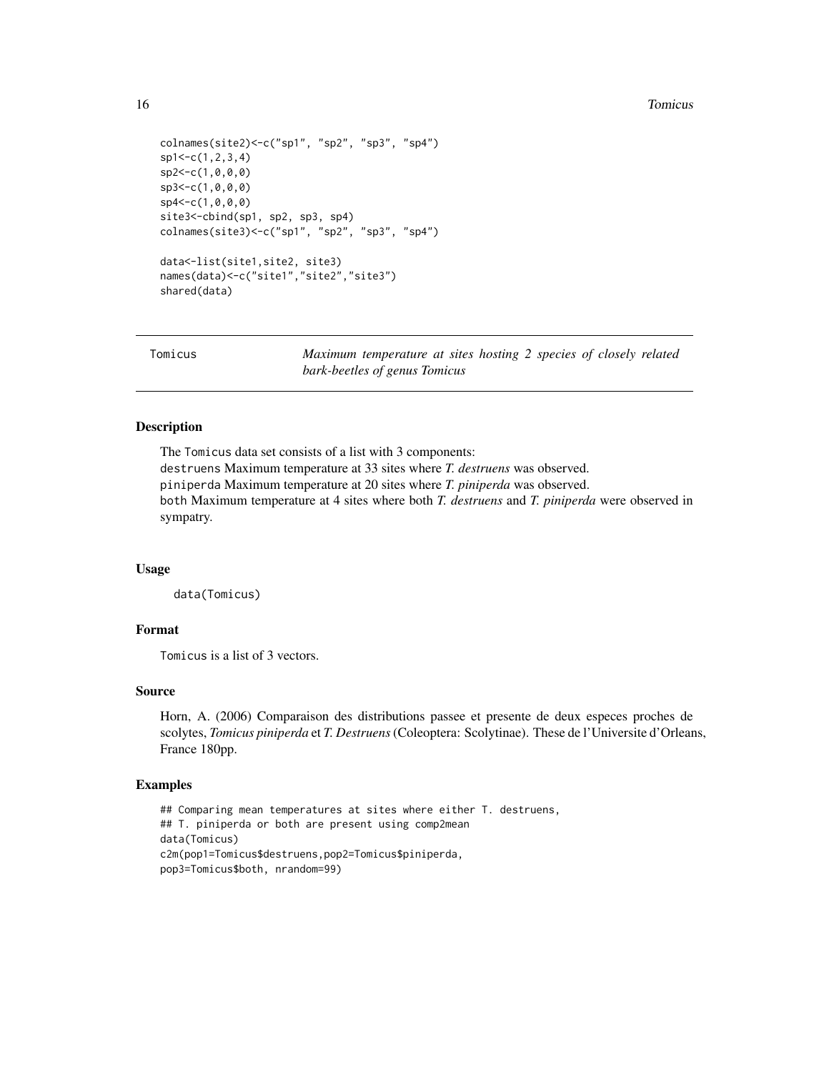```
colnames(site2)<-c("sp1", "sp2", "sp3", "sp4")
sp1<-c(1,2,3,4)
sp2<-c(1,0,0,0)
sp3<-c(1,0,0,0)
sp4<-c(1,0,0,0)
site3<-cbind(sp1, sp2, sp3, sp4)
colnames(site3)<-c("sp1", "sp2", "sp3", "sp4")

data<-list(site1,site2, site3)
names(data)<-c("site1","site2","site3")
shared(data)
```

---

## Tomicus — *Maximum temperature at sites hosting 2 species of closely related bark-beetles of genus Tomicus*

---

### Description

The Tomicus data set consists of a list with 3 components:
destruens Maximum temperature at 33 sites where *T. destruens* was observed.
piniperda Maximum temperature at 20 sites where *T. piniperda* was observed.
both Maximum temperature at 4 sites where both *T. destruens* and *T. piniperda* were observed in sympatry.

### Usage

```
data(Tomicus)
```

### Format

Tomicus is a list of 3 vectors.

### Source

Horn, A. (2006) Comparaison des distributions passee et presente de deux especes proches de scolytes, *Tomicus piniperda* et *T. Destruens* (Coleoptera: Scolytinae). These de l'Universite d'Orleans, France 180pp.

### Examples

```
## Comparing mean temperatures at sites where either T. destruens,
## T. piniperda or both are present using comp2mean
data(Tomicus)
c2m(pop1=Tomicus$destruens,pop2=Tomicus$piniperda,
pop3=Tomicus$both, nrandom=99)
```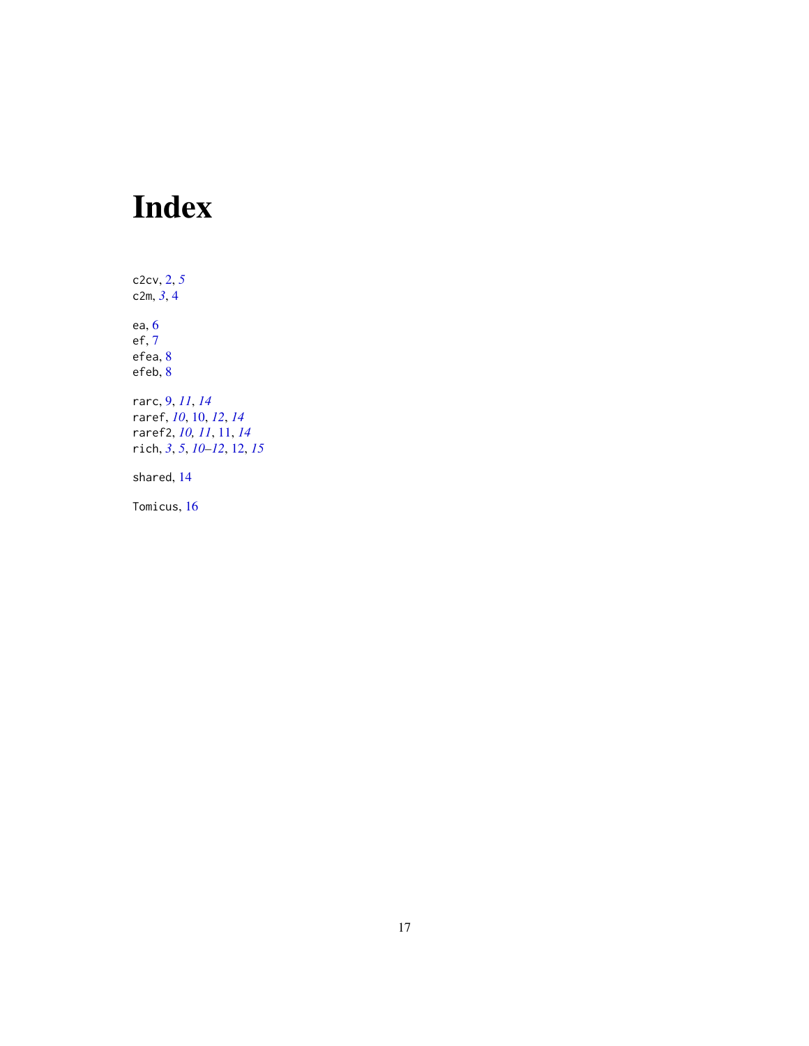# Index

c2cv, 2, *5*
c2m, *3*, 4

ea, 6
ef, 7
efea, 8
efeb, 8

rarc, 9, *11*, *14*
raref, *10*, 10, *12*, *14*
raref2, *10, 11*, 11, *14*
rich, *3*, *5*, *10–12*, 12, *15*

shared, 14

Tomicus, 16